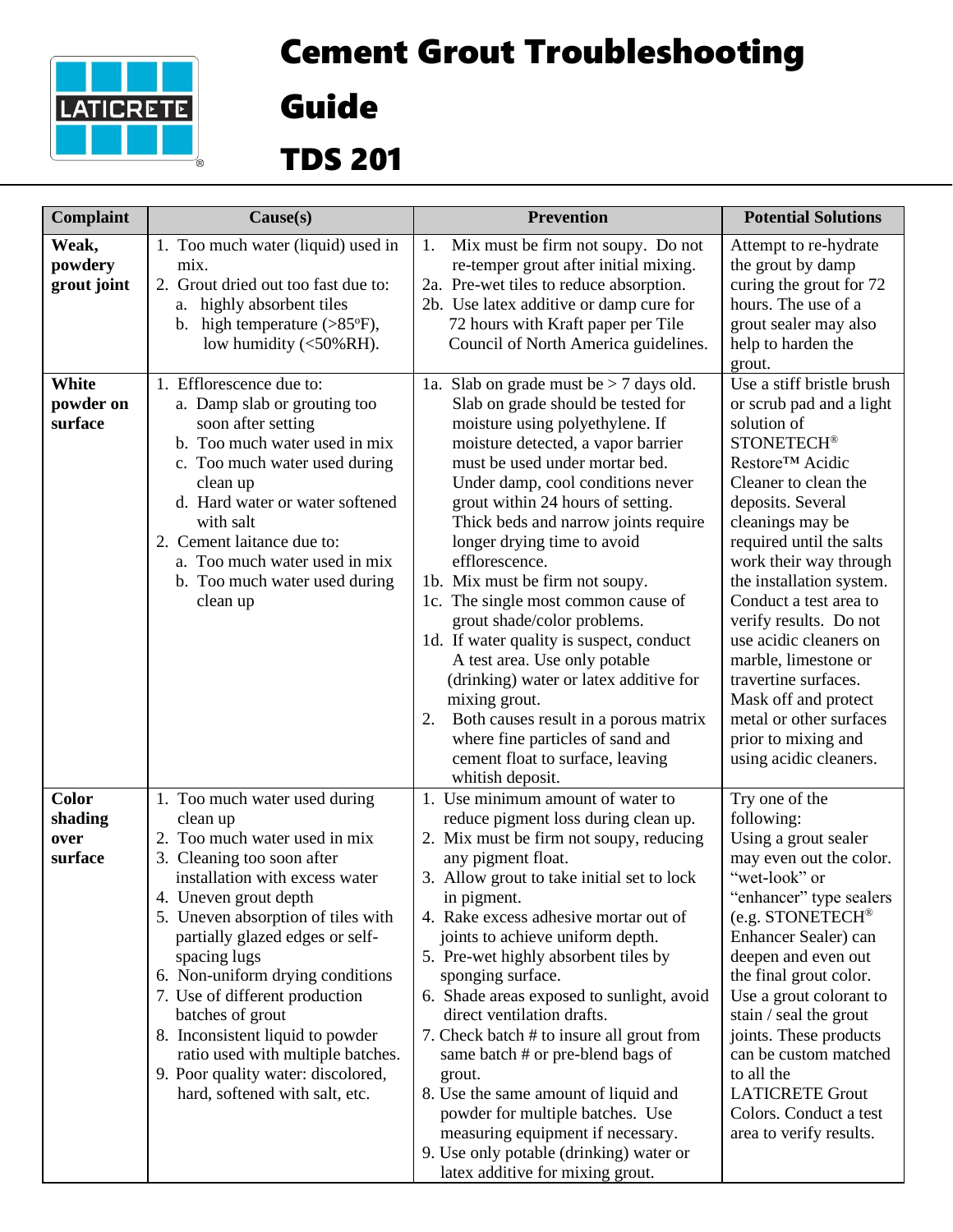# Cement Grout Troubleshooting Guide

# TDS 201

| Complaint | Cause(s) | Prevention | Potential Solutions |
|---|---|---|---|
| **Weak, powdery grout joint** | 1. Too much water (liquid) used in mix.<br>2. Grout dried out too fast due to:<br>a. highly absorbent tiles<br>b. high temperature (>85ºF), low humidity (<50%RH). | 1. Mix must be firm not soupy. Do not re-temper grout after initial mixing.<br>2a. Pre-wet tiles to reduce absorption.<br>2b. Use latex additive or damp cure for 72 hours with Kraft paper per Tile Council of North America guidelines. | Attempt to re-hydrate the grout by damp curing the grout for 72 hours. The use of a grout sealer may also help to harden the grout. |
| **White powder on surface** | 1. Efflorescence due to:<br>a. Damp slab or grouting too soon after setting<br>b. Too much water used in mix<br>c. Too much water used during clean up<br>d. Hard water or water softened with salt<br>2. Cement laitance due to:<br>a. Too much water used in mix<br>b. Too much water used during clean up | 1a. Slab on grade must be > 7 days old. Slab on grade should be tested for moisture using polyethylene. If moisture detected, a vapor barrier must be used under mortar bed. Under damp, cool conditions never grout within 24 hours of setting. Thick beds and narrow joints require longer drying time to avoid efflorescence.<br>1b. Mix must be firm not soupy.<br>1c. The single most common cause of grout shade/color problems.<br>1d. If water quality is suspect, conduct A test area. Use only potable (drinking) water or latex additive for mixing grout.<br>2. Both causes result in a porous matrix where fine particles of sand and cement float to surface, leaving whitish deposit. | Use a stiff bristle brush or scrub pad and a light solution of STONETECH® Restore™ Acidic Cleaner to clean the deposits. Several cleanings may be required until the salts work their way through the installation system. Conduct a test area to verify results. Do not use acidic cleaners on marble, limestone or travertine surfaces. Mask off and protect metal or other surfaces prior to mixing and using acidic cleaners. |
| **Color shading over surface** | 1. Too much water used during clean up<br>2. Too much water used in mix<br>3. Cleaning too soon after installation with excess water<br>4. Uneven grout depth<br>5. Uneven absorption of tiles with partially glazed edges or self-spacing lugs<br>6. Non-uniform drying conditions<br>7. Use of different production batches of grout<br>8. Inconsistent liquid to powder ratio used with multiple batches.<br>9. Poor quality water: discolored, hard, softened with salt, etc. | 1. Use minimum amount of water to reduce pigment loss during clean up.<br>2. Mix must be firm not soupy, reducing any pigment float.<br>3. Allow grout to take initial set to lock in pigment.<br>4. Rake excess adhesive mortar out of joints to achieve uniform depth.<br>5. Pre-wet highly absorbent tiles by sponging surface.<br>6. Shade areas exposed to sunlight, avoid direct ventilation drafts.<br>7. Check batch # to insure all grout from same batch # or pre-blend bags of grout.<br>8. Use the same amount of liquid and powder for multiple batches. Use measuring equipment if necessary.<br>9. Use only potable (drinking) water or latex additive for mixing grout. | Try one of the following:<br>Using a grout sealer may even out the color. "wet-look" or "enhancer" type sealers (e.g. STONETECH® Enhancer Sealer) can deepen and even out the final grout color.<br>Use a grout colorant to stain / seal the grout joints. These products can be custom matched to all the LATICRETE Grout Colors. Conduct a test area to verify results. |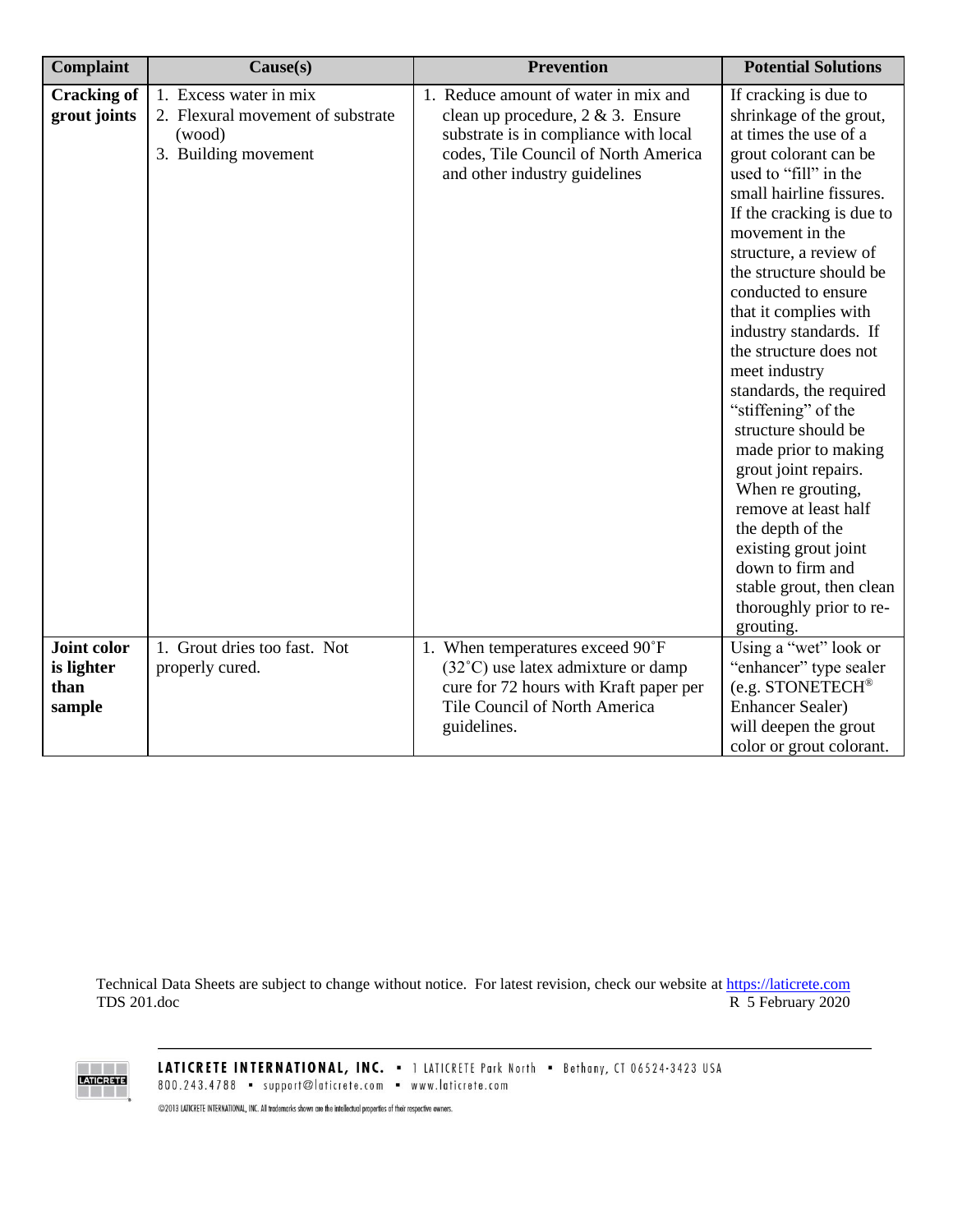| Complaint | Cause(s) | Prevention | Potential Solutions |
|---|---|---|---|
| **Cracking of grout joints** | 1. Excess water in mix<br>2. Flexural movement of substrate (wood)<br>3. Building movement | 1. Reduce amount of water in mix and clean up procedure, 2 & 3. Ensure substrate is in compliance with local codes, Tile Council of North America and other industry guidelines | If cracking is due to shrinkage of the grout, at times the use of a grout colorant can be used to "fill" in the small hairline fissures. If the cracking is due to movement in the structure, a review of the structure should be conducted to ensure that it complies with industry standards. If the structure does not meet industry standards, the required "stiffening" of the structure should be made prior to making grout joint repairs. When re grouting, remove at least half the depth of the existing grout joint down to firm and stable grout, then clean thoroughly prior to re-grouting. |
| **Joint color is lighter than sample** | 1. Grout dries too fast. Not properly cured. | 1. When temperatures exceed 90˚F (32˚C) use latex admixture or damp cure for 72 hours with Kraft paper per Tile Council of North America guidelines. | Using a "wet" look or "enhancer" type sealer (e.g. STONETECH® Enhancer Sealer) will deepen the grout color or grout colorant. |

Technical Data Sheets are subject to change without notice. For latest revision, check our website at https://laticrete.com

TDS 201.doc R 5 February 2020

**LATICRETE INTERNATIONAL, INC.** ▪ 1 LATICRETE Park North ▪ Bethany, CT 06524-3423 USA
800.243.4788 ▪ support@laticrete.com ▪ www.laticrete.com

©2013 LATICRETE INTERNATIONAL, INC. All trademarks shown are the intellectual properties of their respective owners.